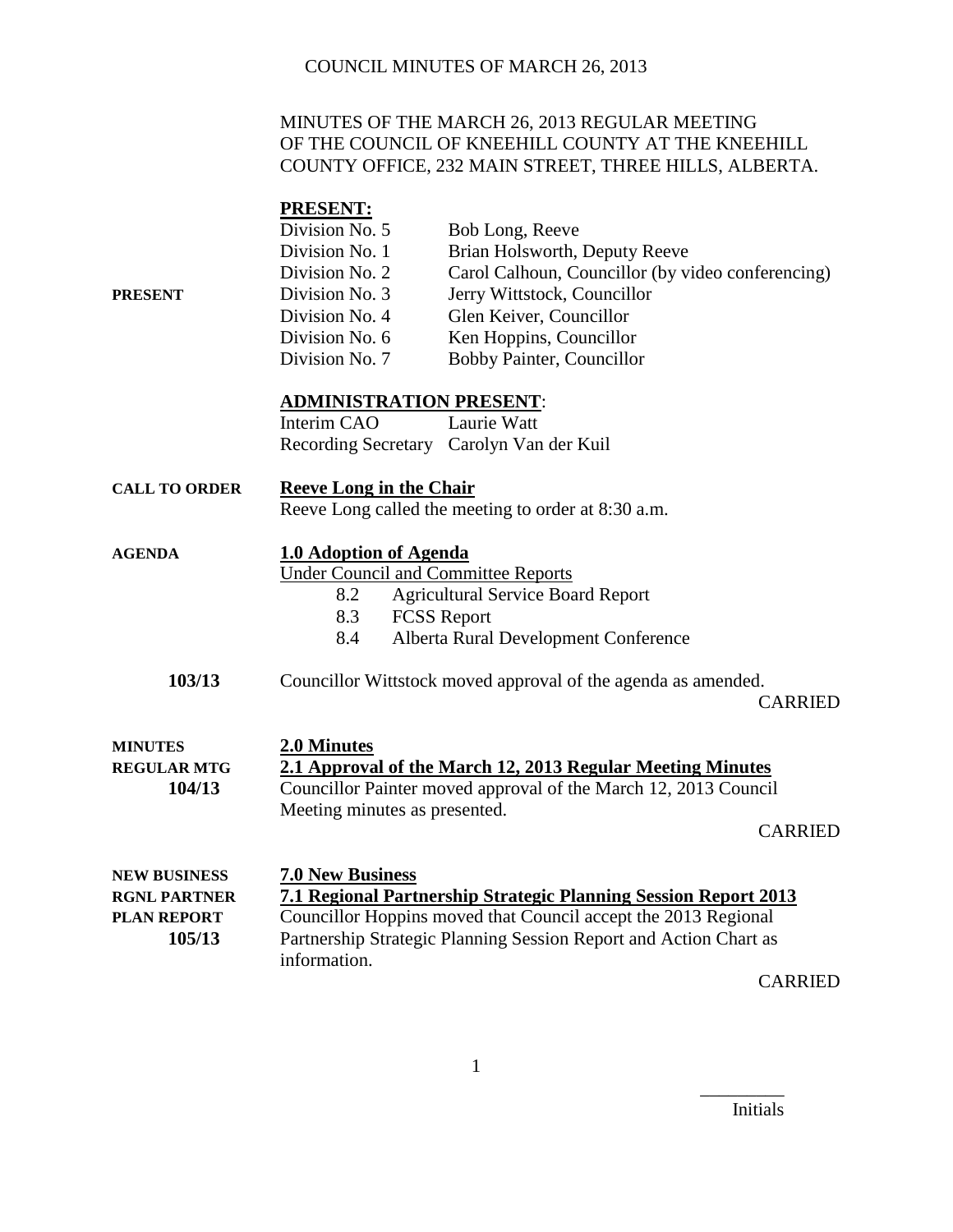MINUTES OF THE MARCH 26, 2013 REGULAR MEETING OF THE COUNCIL OF KNEEHILL COUNTY AT THE KNEEHILL COUNTY OFFICE, 232 MAIN STREET, THREE HILLS, ALBERTA.

**PRESENT**

**PRESENT:**

| | |
|---|---|
| Division No. 5 | Bob Long, Reeve |
| Division No. 1 | Brian Holsworth, Deputy Reeve |
| Division No. 2 | Carol Calhoun, Councillor (by video conferencing) |
| Division No. 3 | Jerry Wittstock, Councillor |
| Division No. 4 | Glen Keiver, Councillor |
| Division No. 6 | Ken Hoppins, Councillor |
| Division No. 7 | Bobby Painter, Councillor |

**ADMINISTRATION PRESENT:**

| | |
|---|---|
| Interim CAO | Laurie Watt |
| Recording Secretary | Carolyn Van der Kuil |

**CALL TO ORDER**

**Reeve Long in the Chair**

Reeve Long called the meeting to order at 8:30 a.m.

**AGENDA**

**1.0 Adoption of Agenda**

Under Council and Committee Reports

- 8.2 Agricultural Service Board Report
- 8.3 FCSS Report
- 8.4 Alberta Rural Development Conference

**103/13**

Councillor Wittstock moved approval of the agenda as amended.

CARRIED

**MINUTES**
**REGULAR MTG**
**104/13**

**2.0 Minutes**

**2.1 Approval of the March 12, 2013 Regular Meeting Minutes**

Councillor Painter moved approval of the March 12, 2013 Council Meeting minutes as presented.

CARRIED

**NEW BUSINESS**
**RGNL PARTNER**
**PLAN REPORT**
**105/13**

**7.0 New Business**

**7.1 Regional Partnership Strategic Planning Session Report 2013**

Councillor Hoppins moved that Council accept the 2013 Regional Partnership Strategic Planning Session Report and Action Chart as information.

CARRIED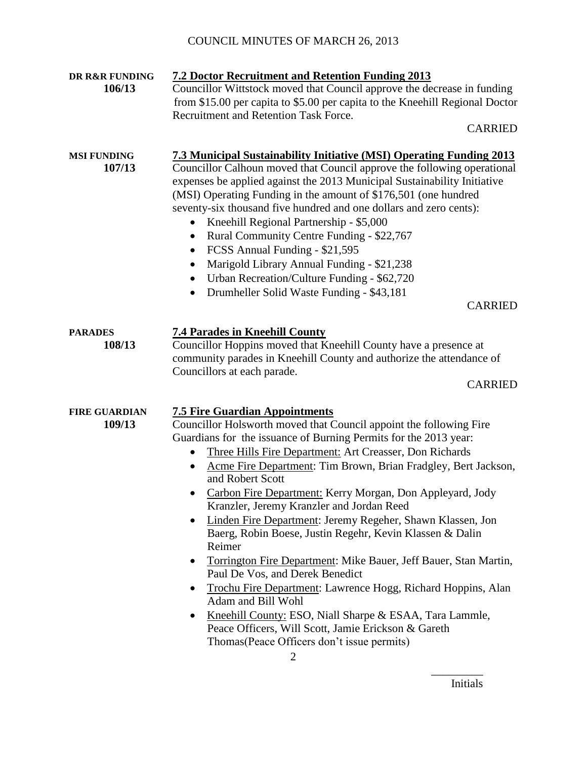**DR R&R FUNDING**
**106/13**

### 7.2 Doctor Recruitment and Retention Funding 2013

Councillor Wittstock moved that Council approve the decrease in funding from $15.00 per capita to $5.00 per capita to the Kneehill Regional Doctor Recruitment and Retention Task Force.

CARRIED

**MSI FUNDING**
**107/13**

### 7.3 Municipal Sustainability Initiative (MSI) Operating Funding 2013

Councillor Calhoun moved that Council approve the following operational expenses be applied against the 2013 Municipal Sustainability Initiative (MSI) Operating Funding in the amount of $176,501 (one hundred seventy-six thousand five hundred and one dollars and zero cents):

- Kneehill Regional Partnership - $5,000
- Rural Community Centre Funding - $22,767
- FCSS Annual Funding - $21,595
- Marigold Library Annual Funding - $21,238
- Urban Recreation/Culture Funding - $62,720
- Drumheller Solid Waste Funding - $43,181

CARRIED

**PARADES**
**108/13**

### 7.4 Parades in Kneehill County

Councillor Hoppins moved that Kneehill County have a presence at community parades in Kneehill County and authorize the attendance of Councillors at each parade.

CARRIED

**FIRE GUARDIAN**
**109/13**

### 7.5 Fire Guardian Appointments

Councillor Holsworth moved that Council appoint the following Fire Guardians for the issuance of Burning Permits for the 2013 year:

- Three Hills Fire Department: Art Creasser, Don Richards
- Acme Fire Department: Tim Brown, Brian Fradgley, Bert Jackson, and Robert Scott
- Carbon Fire Department: Kerry Morgan, Don Appleyard, Jody Kranzler, Jeremy Kranzler and Jordan Reed
- Linden Fire Department: Jeremy Regeher, Shawn Klassen, Jon Baerg, Robin Boese, Justin Regehr, Kevin Klassen & Dalin Reimer
- Torrington Fire Department: Mike Bauer, Jeff Bauer, Stan Martin, Paul De Vos, and Derek Benedict
- Trochu Fire Department: Lawrence Hogg, Richard Hoppins, Alan Adam and Bill Wohl
- Kneehill County: ESO, Niall Sharpe & ESAA, Tara Lammle, Peace Officers, Will Scott, Jamie Erickson & Gareth Thomas(Peace Officers don't issue permits)

_________
Initials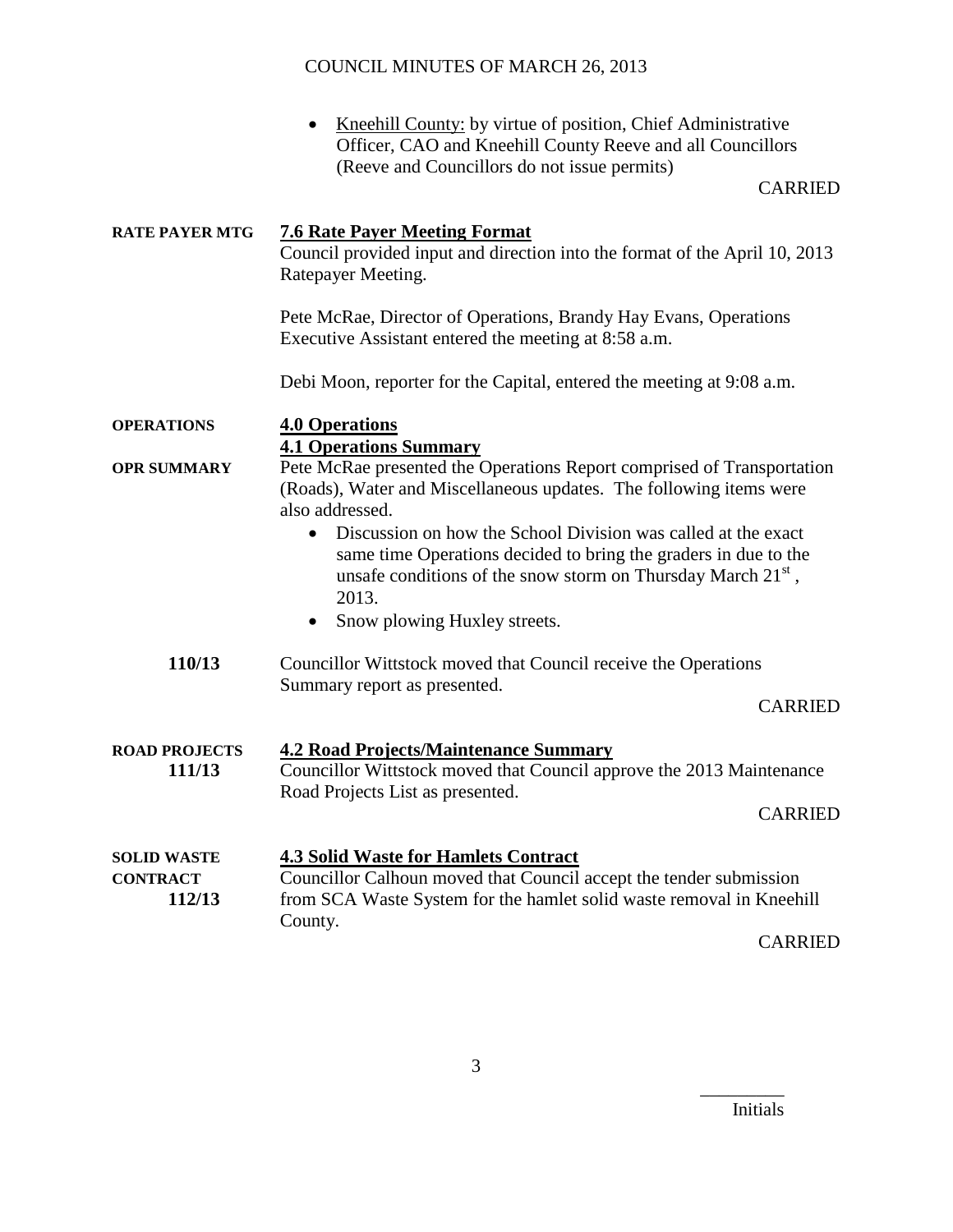- Kneehill County: by virtue of position, Chief Administrative Officer, CAO and Kneehill County Reeve and all Councillors (Reeve and Councillors do not issue permits)

CARRIED

**RATE PAYER MTG**

**7.6 Rate Payer Meeting Format**

Council provided input and direction into the format of the April 10, 2013 Ratepayer Meeting.

Pete McRae, Director of Operations, Brandy Hay Evans, Operations Executive Assistant entered the meeting at 8:58 a.m.

Debi Moon, reporter for the Capital, entered the meeting at 9:08 a.m.

**OPERATIONS**

**4.0 Operations**

**4.1 Operations Summary**

**OPR SUMMARY**

Pete McRae presented the Operations Report comprised of Transportation (Roads), Water and Miscellaneous updates. The following items were also addressed.

- Discussion on how the School Division was called at the exact same time Operations decided to bring the graders in due to the unsafe conditions of the snow storm on Thursday March 21st, 2013.
- Snow plowing Huxley streets.

**110/13**

Councillor Wittstock moved that Council receive the Operations Summary report as presented.

CARRIED

**ROAD PROJECTS**
**111/13**

**4.2 Road Projects/Maintenance Summary**

Councillor Wittstock moved that Council approve the 2013 Maintenance Road Projects List as presented.

CARRIED

**SOLID WASTE CONTRACT**
**112/13**

**4.3 Solid Waste for Hamlets Contract**

Councillor Calhoun moved that Council accept the tender submission from SCA Waste System for the hamlet solid waste removal in Kneehill County.

CARRIED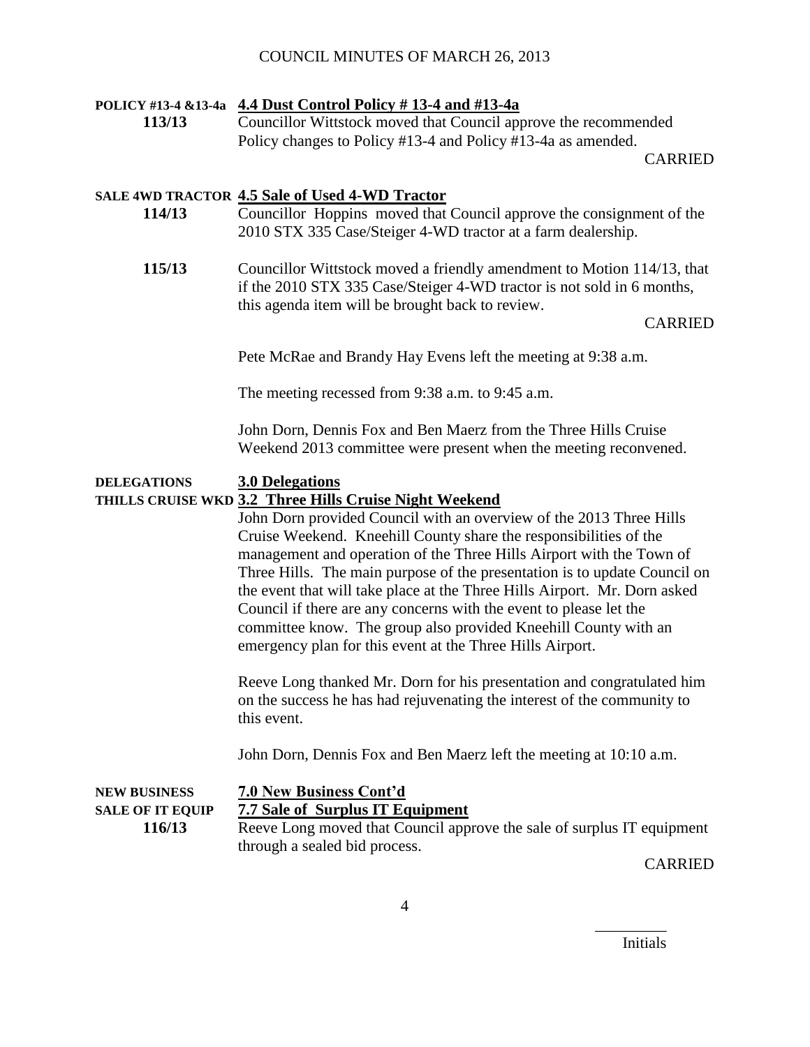**POLICY #13-4 &13-4a** **4.4 Dust Control Policy # 13-4 and #13-4a**

**113/13** Councillor Wittstock moved that Council approve the recommended Policy changes to Policy #13-4 and Policy #13-4a as amended.

CARRIED

**SALE 4WD TRACTOR** **4.5 Sale of Used 4-WD Tractor**

**114/13** Councillor Hoppins moved that Council approve the consignment of the 2010 STX 335 Case/Steiger 4-WD tractor at a farm dealership.

**115/13** Councillor Wittstock moved a friendly amendment to Motion 114/13, that if the 2010 STX 335 Case/Steiger 4-WD tractor is not sold in 6 months, this agenda item will be brought back to review.

CARRIED

Pete McRae and Brandy Hay Evens left the meeting at 9:38 a.m.

The meeting recessed from 9:38 a.m. to 9:45 a.m.

John Dorn, Dennis Fox and Ben Maerz from the Three Hills Cruise Weekend 2013 committee were present when the meeting reconvened.

**DELEGATIONS** **3.0 Delegations**

**THILLS CRUISE WKD** **3.2 Three Hills Cruise Night Weekend**

John Dorn provided Council with an overview of the 2013 Three Hills Cruise Weekend. Kneehill County share the responsibilities of the management and operation of the Three Hills Airport with the Town of Three Hills. The main purpose of the presentation is to update Council on the event that will take place at the Three Hills Airport. Mr. Dorn asked Council if there are any concerns with the event to please let the committee know. The group also provided Kneehill County with an emergency plan for this event at the Three Hills Airport.

Reeve Long thanked Mr. Dorn for his presentation and congratulated him on the success he has had rejuvenating the interest of the community to this event.

John Dorn, Dennis Fox and Ben Maerz left the meeting at 10:10 a.m.

**NEW BUSINESS** **7.0 New Business Cont'd**

**SALE OF IT EQUIP** **7.7 Sale of Surplus IT Equipment**

**116/13** Reeve Long moved that Council approve the sale of surplus IT equipment through a sealed bid process.

CARRIED

_________
Initials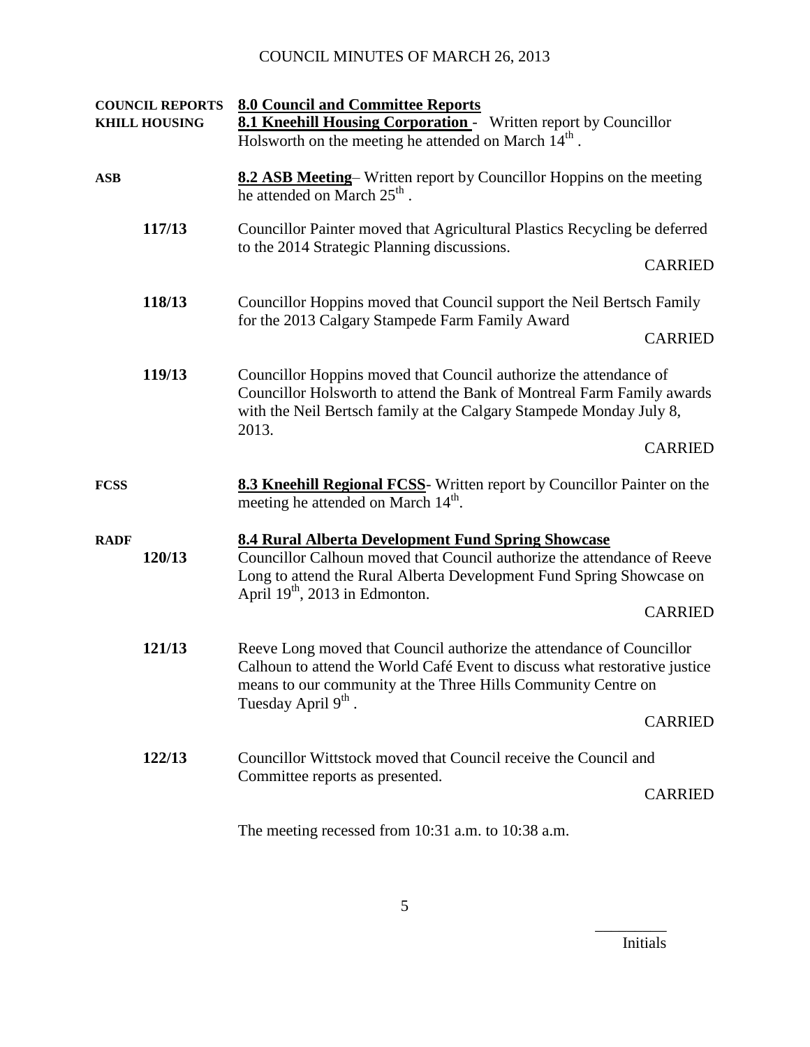**COUNCIL REPORTS** **8.0 Council and Committee Reports**

**KHILL HOUSING** **8.1 Kneehill Housing Corporation** - Written report by Councillor Holsworth on the meeting he attended on March 14th.

**ASB** **8.2 ASB Meeting**– Written report by Councillor Hoppins on the meeting he attended on March 25th.

**117/13** Councillor Painter moved that Agricultural Plastics Recycling be deferred to the 2014 Strategic Planning discussions.

CARRIED

**118/13** Councillor Hoppins moved that Council support the Neil Bertsch Family for the 2013 Calgary Stampede Farm Family Award

CARRIED

**119/13** Councillor Hoppins moved that Council authorize the attendance of Councillor Holsworth to attend the Bank of Montreal Farm Family awards with the Neil Bertsch family at the Calgary Stampede Monday July 8, 2013.

CARRIED

**FCSS** **8.3 Kneehill Regional FCSS**- Written report by Councillor Painter on the meeting he attended on March 14th.

**RADF** **8.4 Rural Alberta Development Fund Spring Showcase**

**120/13** Councillor Calhoun moved that Council authorize the attendance of Reeve Long to attend the Rural Alberta Development Fund Spring Showcase on April 19th, 2013 in Edmonton.

CARRIED

**121/13** Reeve Long moved that Council authorize the attendance of Councillor Calhoun to attend the World Café Event to discuss what restorative justice means to our community at the Three Hills Community Centre on Tuesday April 9th.

CARRIED

**122/13** Councillor Wittstock moved that Council receive the Council and Committee reports as presented.

CARRIED

The meeting recessed from 10:31 a.m. to 10:38 a.m.

_________
Initials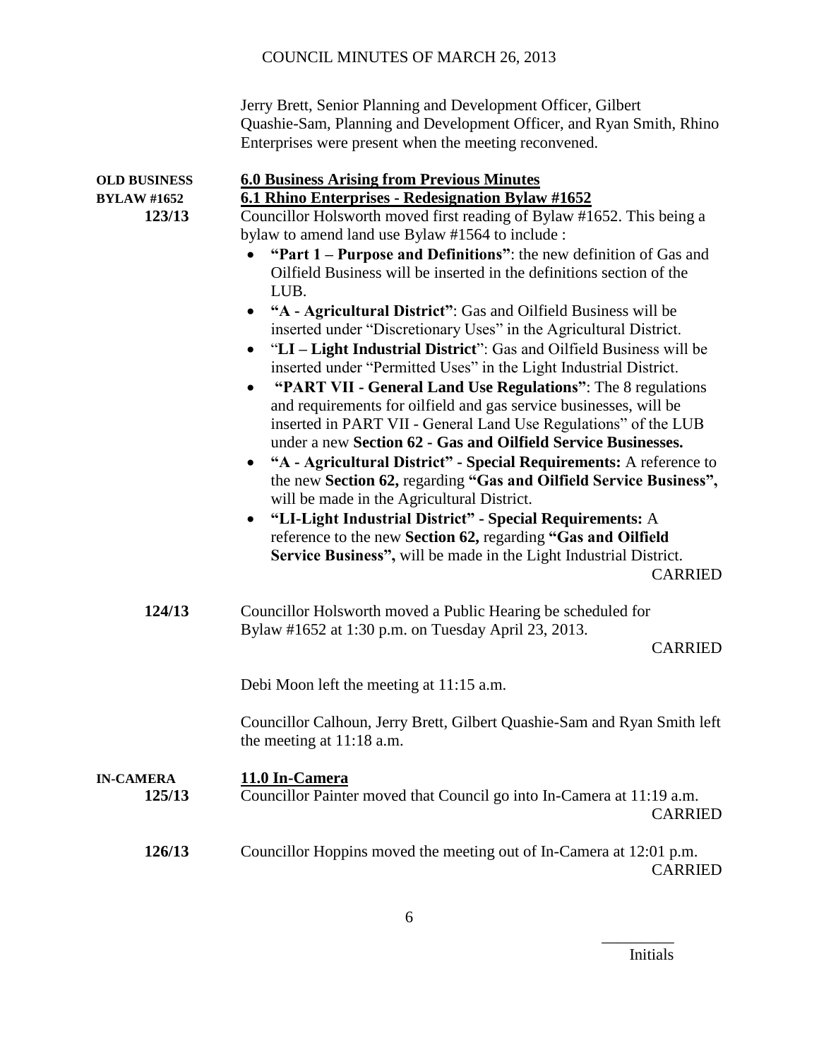Jerry Brett, Senior Planning and Development Officer, Gilbert Quashie-Sam, Planning and Development Officer, and Ryan Smith, Rhino Enterprises were present when the meeting reconvened.

**OLD BUSINESS**

## 6.0 Business Arising from Previous Minutes

**BYLAW #1652**

### 6.1 Rhino Enterprises - Redesignation Bylaw #1652

**123/13**

Councillor Holsworth moved first reading of Bylaw #1652. This being a bylaw to amend land use Bylaw #1564 to include :

- **"Part 1 – Purpose and Definitions"**: the new definition of Gas and Oilfield Business will be inserted in the definitions section of the LUB.
- **"A - Agricultural District"**: Gas and Oilfield Business will be inserted under "Discretionary Uses" in the Agricultural District.
- "**LI – Light Industrial District**": Gas and Oilfield Business will be inserted under "Permitted Uses" in the Light Industrial District.
- **"PART VII - General Land Use Regulations"**: The 8 regulations and requirements for oilfield and gas service businesses, will be inserted in PART VII - General Land Use Regulations" of the LUB under a new **Section 62 - Gas and Oilfield Service Businesses.**
- **"A - Agricultural District" - Special Requirements:** A reference to the new **Section 62,** regarding **"Gas and Oilfield Service Business",** will be made in the Agricultural District.
- **"LI-Light Industrial District" - Special Requirements:** A reference to the new **Section 62,** regarding **"Gas and Oilfield Service Business",** will be made in the Light Industrial District.

CARRIED

**124/13**

Councillor Holsworth moved a Public Hearing be scheduled for Bylaw #1652 at 1:30 p.m. on Tuesday April 23, 2013.

CARRIED

Debi Moon left the meeting at 11:15 a.m.

Councillor Calhoun, Jerry Brett, Gilbert Quashie-Sam and Ryan Smith left the meeting at 11:18 a.m.

**IN-CAMERA**

## 11.0 In-Camera

**125/13**

Councillor Painter moved that Council go into In-Camera at 11:19 a.m.

CARRIED

**126/13**

Councillor Hoppins moved the meeting out of In-Camera at 12:01 p.m.

CARRIED

\_\_\_\_\_\_\_\_\_

Initials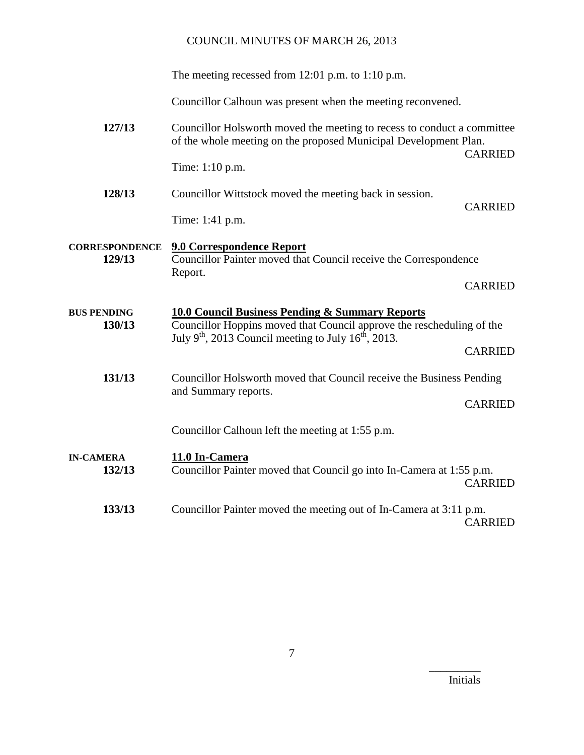The meeting recessed from 12:01 p.m. to 1:10 p.m.

Councillor Calhoun was present when the meeting reconvened.

**127/13** Councillor Holsworth moved the meeting to recess to conduct a committee of the whole meeting on the proposed Municipal Development Plan.

CARRIED

Time: 1:10 p.m.

**128/13** Councillor Wittstock moved the meeting back in session.

CARRIED

Time: 1:41 p.m.

**CORRESPONDENCE**

**9.0 Correspondence Report**

**129/13** Councillor Painter moved that Council receive the Correspondence Report.

CARRIED

**BUS PENDING**

**10.0 Council Business Pending & Summary Reports**

**130/13** Councillor Hoppins moved that Council approve the rescheduling of the July 9th, 2013 Council meeting to July 16th, 2013.

CARRIED

**131/13** Councillor Holsworth moved that Council receive the Business Pending and Summary reports.

CARRIED

Councillor Calhoun left the meeting at 1:55 p.m.

**IN-CAMERA**

**11.0 In-Camera**

**132/13** Councillor Painter moved that Council go into In-Camera at 1:55 p.m.

CARRIED

**133/13** Councillor Painter moved the meeting out of In-Camera at 3:11 p.m.

CARRIED

_________
Initials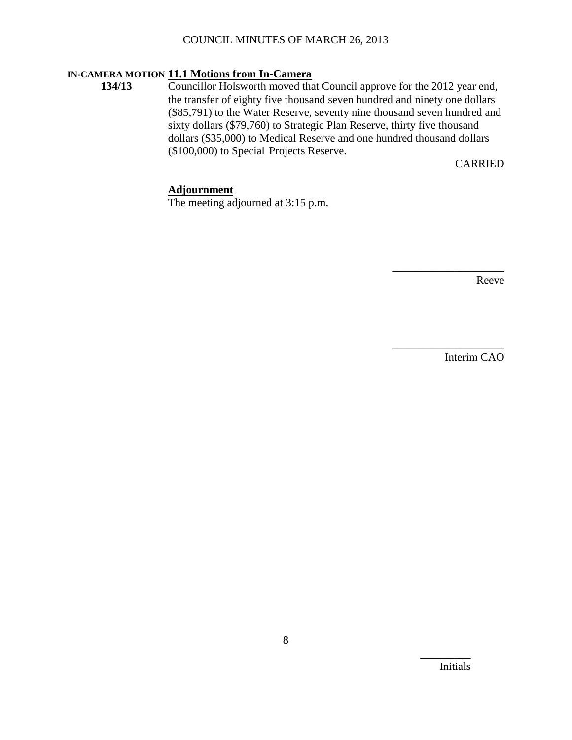**IN-CAMERA MOTION** **11.1 Motions from In-Camera**

**134/13** Councillor Holsworth moved that Council approve for the 2012 year end, the transfer of eighty five thousand seven hundred and ninety one dollars ($85,791) to the Water Reserve, seventy nine thousand seven hundred and sixty dollars ($79,760) to Strategic Plan Reserve, thirty five thousand dollars ($35,000) to Medical Reserve and one hundred thousand dollars ($100,000) to Special Projects Reserve.

CARRIED

**Adjournment**

The meeting adjourned at 3:15 p.m.

\_\_\_\_\_\_\_\_\_\_\_\_\_\_\_\_\_\_\_\_

Reeve

\_\_\_\_\_\_\_\_\_\_\_\_\_\_\_\_\_\_\_\_

Interim CAO

\_\_\_\_\_\_\_\_\_\_

Initials